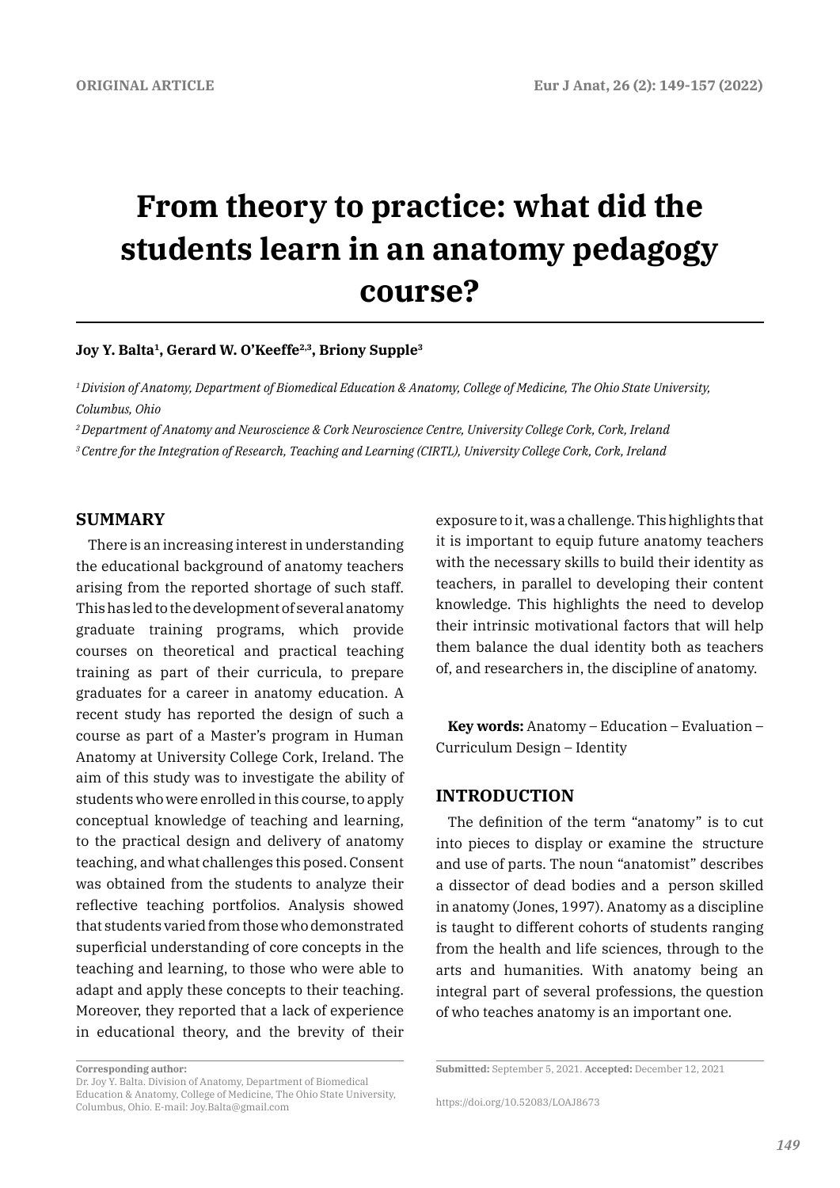ORIGINAL ARTICLE

# From theory to practice: what did the students learn in an anatomy pedagogy course?

**Joy Y. Balta[1], Gerard W. O'Keeffe[2,3], Briony Supple[3]**

*[1] Division of Anatomy, Department of Biomedical Education & Anatomy, College of Medicine, The Ohio State University, Columbus, Ohio*

*[2] Department of Anatomy and Neuroscience & Cork Neuroscience Centre, University College Cork, Cork, Ireland*

*[3] Centre for the Integration of Research, Teaching and Learning (CIRTL), University College Cork, Cork, Ireland*

## SUMMARY

There is an increasing interest in understanding the educational background of anatomy teachers arising from the reported shortage of such staff. This has led to the development of several anatomy graduate training programs, which provide courses on theoretical and practical teaching training as part of their curricula, to prepare graduates for a career in anatomy education. A recent study has reported the design of such a course as part of a Master's program in Human Anatomy at University College Cork, Ireland. The aim of this study was to investigate the ability of students who were enrolled in this course, to apply conceptual knowledge of teaching and learning, to the practical design and delivery of anatomy teaching, and what challenges this posed. Consent was obtained from the students to analyze their reflective teaching portfolios. Analysis showed that students varied from those who demonstrated superficial understanding of core concepts in the teaching and learning, to those who were able to adapt and apply these concepts to their teaching. Moreover, they reported that a lack of experience in educational theory, and the brevity of their exposure to it, was a challenge. This highlights that it is important to equip future anatomy teachers with the necessary skills to build their identity as teachers, in parallel to developing their content knowledge. This highlights the need to develop their intrinsic motivational factors that will help them balance the dual identity both as teachers of, and researchers in, the discipline of anatomy.

**Key words:** Anatomy – Education – Evaluation – Curriculum Design – Identity

## INTRODUCTION

The definition of the term "anatomy" is to cut into pieces to display or examine the structure and use of parts. The noun "anatomist" describes a dissector of dead bodies and a person skilled in anatomy (Jones, 1997). Anatomy as a discipline is taught to different cohorts of students ranging from the health and life sciences, through to the arts and humanities. With anatomy being an integral part of several professions, the question of who teaches anatomy is an important one.

**Corresponding author:**
Dr. Joy Y. Balta. Division of Anatomy, Department of Biomedical Education & Anatomy, College of Medicine, The Ohio State University, Columbus, Ohio. E-mail: Joy.Balta@gmail.com

**Submitted:** September 5, 2021. **Accepted:** December 12, 2021

https://doi.org/10.52083/LOAJ8673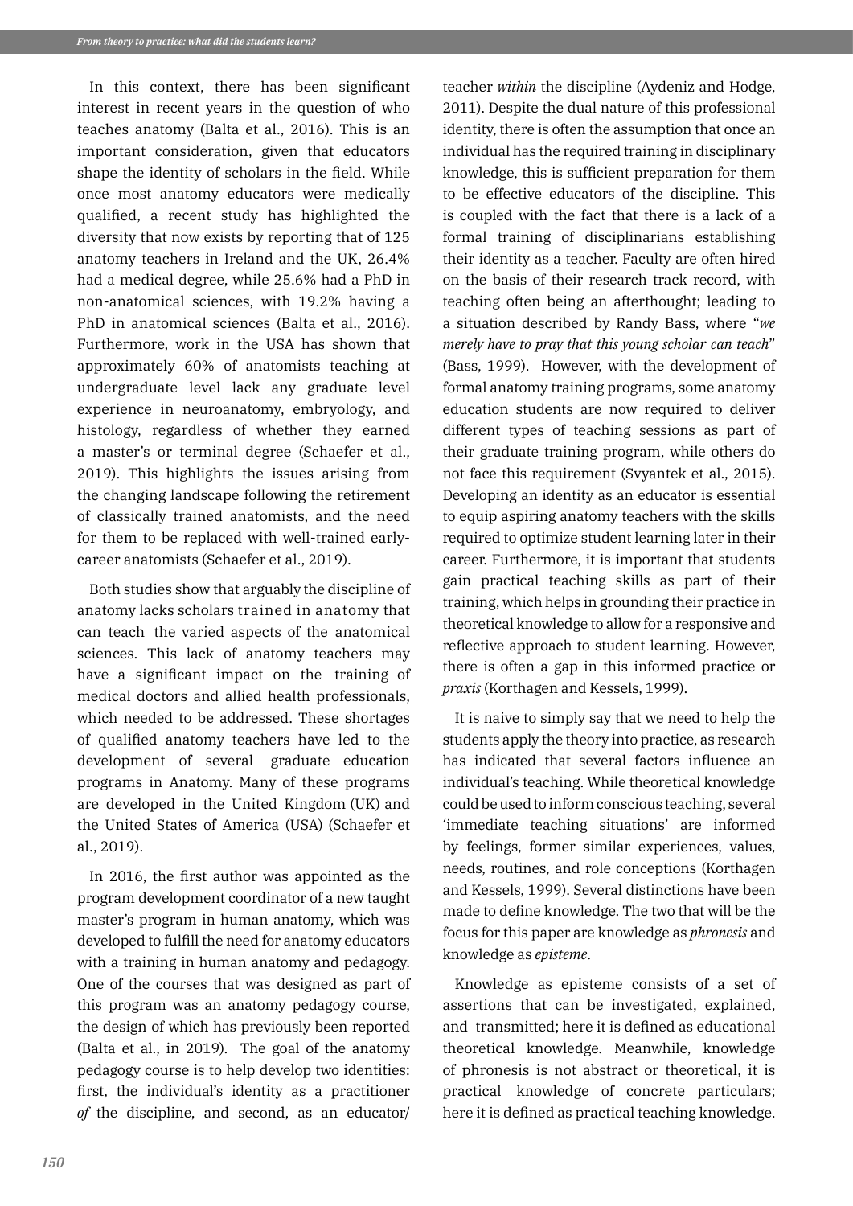In this context, there has been significant interest in recent years in the question of who teaches anatomy (Balta et al., 2016). This is an important consideration, given that educators shape the identity of scholars in the field. While once most anatomy educators were medically qualified, a recent study has highlighted the diversity that now exists by reporting that of 125 anatomy teachers in Ireland and the UK, 26.4% had a medical degree, while 25.6% had a PhD in non-anatomical sciences, with 19.2% having a PhD in anatomical sciences (Balta et al., 2016). Furthermore, work in the USA has shown that approximately 60% of anatomists teaching at undergraduate level lack any graduate level experience in neuroanatomy, embryology, and histology, regardless of whether they earned a master's or terminal degree (Schaefer et al., 2019). This highlights the issues arising from the changing landscape following the retirement of classically trained anatomists, and the need for them to be replaced with well-trained early-career anatomists (Schaefer et al., 2019).

Both studies show that arguably the discipline of anatomy lacks scholars trained in anatomy that can teach the varied aspects of the anatomical sciences. This lack of anatomy teachers may have a significant impact on the training of medical doctors and allied health professionals, which needed to be addressed. These shortages of qualified anatomy teachers have led to the development of several graduate education programs in Anatomy. Many of these programs are developed in the United Kingdom (UK) and the United States of America (USA) (Schaefer et al., 2019).

In 2016, the first author was appointed as the program development coordinator of a new taught master's program in human anatomy, which was developed to fulfill the need for anatomy educators with a training in human anatomy and pedagogy. One of the courses that was designed as part of this program was an anatomy pedagogy course, the design of which has previously been reported (Balta et al., in 2019). The goal of the anatomy pedagogy course is to help develop two identities: first, the individual's identity as a practitioner *of* the discipline, and second, as an educator/teacher *within* the discipline (Aydeniz and Hodge, 2011). Despite the dual nature of this professional identity, there is often the assumption that once an individual has the required training in disciplinary knowledge, this is sufficient preparation for them to be effective educators of the discipline. This is coupled with the fact that there is a lack of a formal training of disciplinarians establishing their identity as a teacher. Faculty are often hired on the basis of their research track record, with teaching often being an afterthought; leading to a situation described by Randy Bass, where "*we merely have to pray that this young scholar can teach*" (Bass, 1999). However, with the development of formal anatomy training programs, some anatomy education students are now required to deliver different types of teaching sessions as part of their graduate training program, while others do not face this requirement (Svyantek et al., 2015). Developing an identity as an educator is essential to equip aspiring anatomy teachers with the skills required to optimize student learning later in their career. Furthermore, it is important that students gain practical teaching skills as part of their training, which helps in grounding their practice in theoretical knowledge to allow for a responsive and reflective approach to student learning. However, there is often a gap in this informed practice or *praxis* (Korthagen and Kessels, 1999).

It is naive to simply say that we need to help the students apply the theory into practice, as research has indicated that several factors influence an individual's teaching. While theoretical knowledge could be used to inform conscious teaching, several 'immediate teaching situations' are informed by feelings, former similar experiences, values, needs, routines, and role conceptions (Korthagen and Kessels, 1999). Several distinctions have been made to define knowledge. The two that will be the focus for this paper are knowledge as *phronesis* and knowledge as *episteme*.

Knowledge as episteme consists of a set of assertions that can be investigated, explained, and transmitted; here it is defined as educational theoretical knowledge. Meanwhile, knowledge of phronesis is not abstract or theoretical, it is practical knowledge of concrete particulars; here it is defined as practical teaching knowledge.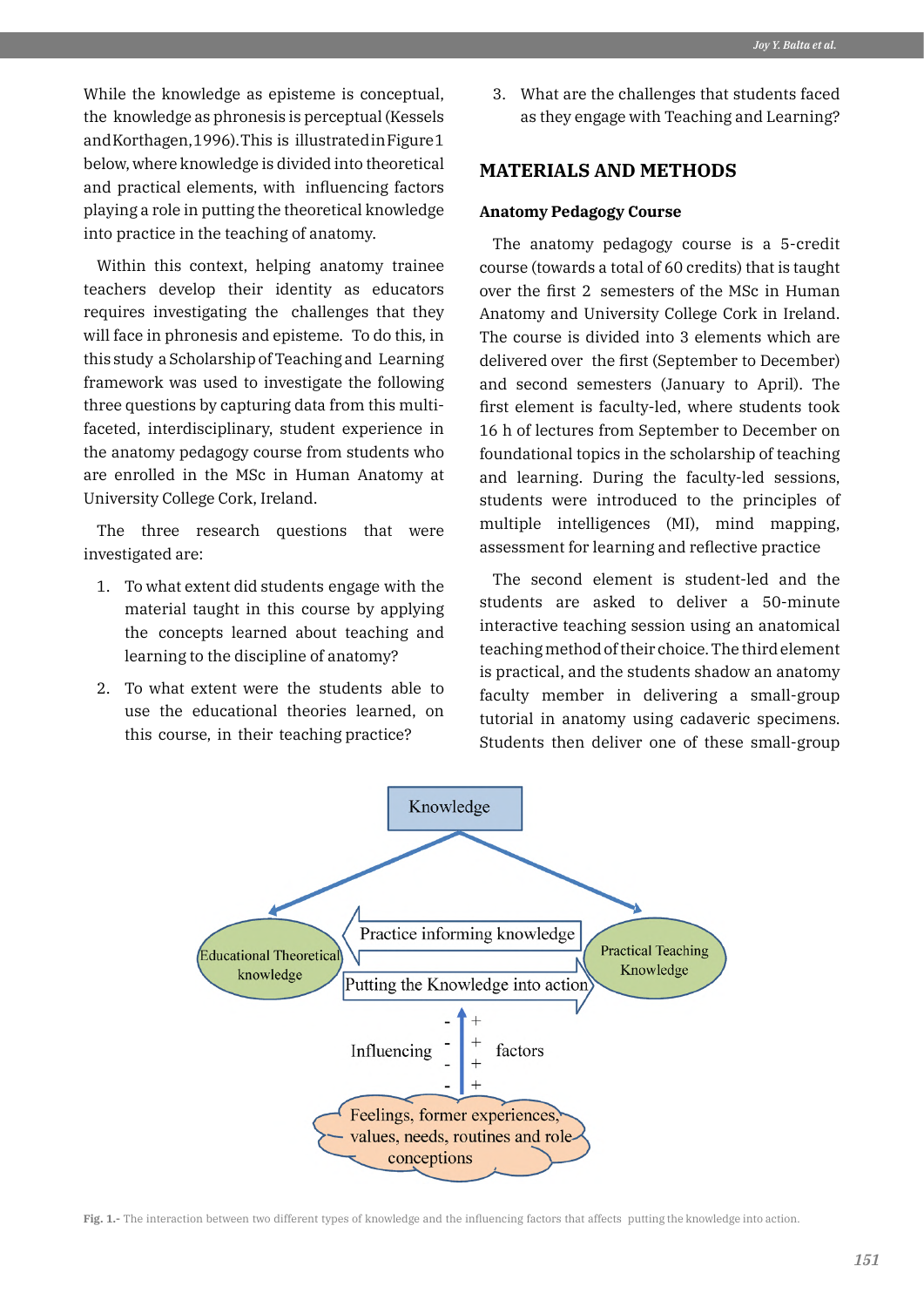While the knowledge as episteme is conceptual, the knowledge as phronesis is perceptual (Kessels and Korthagen, 1996). This is illustrated in Figure 1 below, where knowledge is divided into theoretical and practical elements, with influencing factors playing a role in putting the theoretical knowledge into practice in the teaching of anatomy.

Within this context, helping anatomy trainee teachers develop their identity as educators requires investigating the challenges that they will face in phronesis and episteme. To do this, in this study a Scholarship of Teaching and Learning framework was used to investigate the following three questions by capturing data from this multi-faceted, interdisciplinary, student experience in the anatomy pedagogy course from students who are enrolled in the MSc in Human Anatomy at University College Cork, Ireland.

The three research questions that were investigated are:

1. To what extent did students engage with the material taught in this course by applying the concepts learned about teaching and learning to the discipline of anatomy?
2. To what extent were the students able to use the educational theories learned, on this course, in their teaching practice?
3. What are the challenges that students faced as they engage with Teaching and Learning?

## MATERIALS AND METHODS

### Anatomy Pedagogy Course

The anatomy pedagogy course is a 5-credit course (towards a total of 60 credits) that is taught over the first 2 semesters of the MSc in Human Anatomy and University College Cork in Ireland. The course is divided into 3 elements which are delivered over the first (September to December) and second semesters (January to April). The first element is faculty-led, where students took 16 h of lectures from September to December on foundational topics in the scholarship of teaching and learning. During the faculty-led sessions, students were introduced to the principles of multiple intelligences (MI), mind mapping, assessment for learning and reflective practice

The second element is student-led and the students are asked to deliver a 50-minute interactive teaching session using an anatomical teaching method of their choice. The third element is practical, and the students shadow an anatomy faculty member in delivering a small-group tutorial in anatomy using cadaveric specimens. Students then deliver one of these small-group

**Fig. 1.-** The interaction between two different types of knowledge and the influencing factors that affects putting the knowledge into action.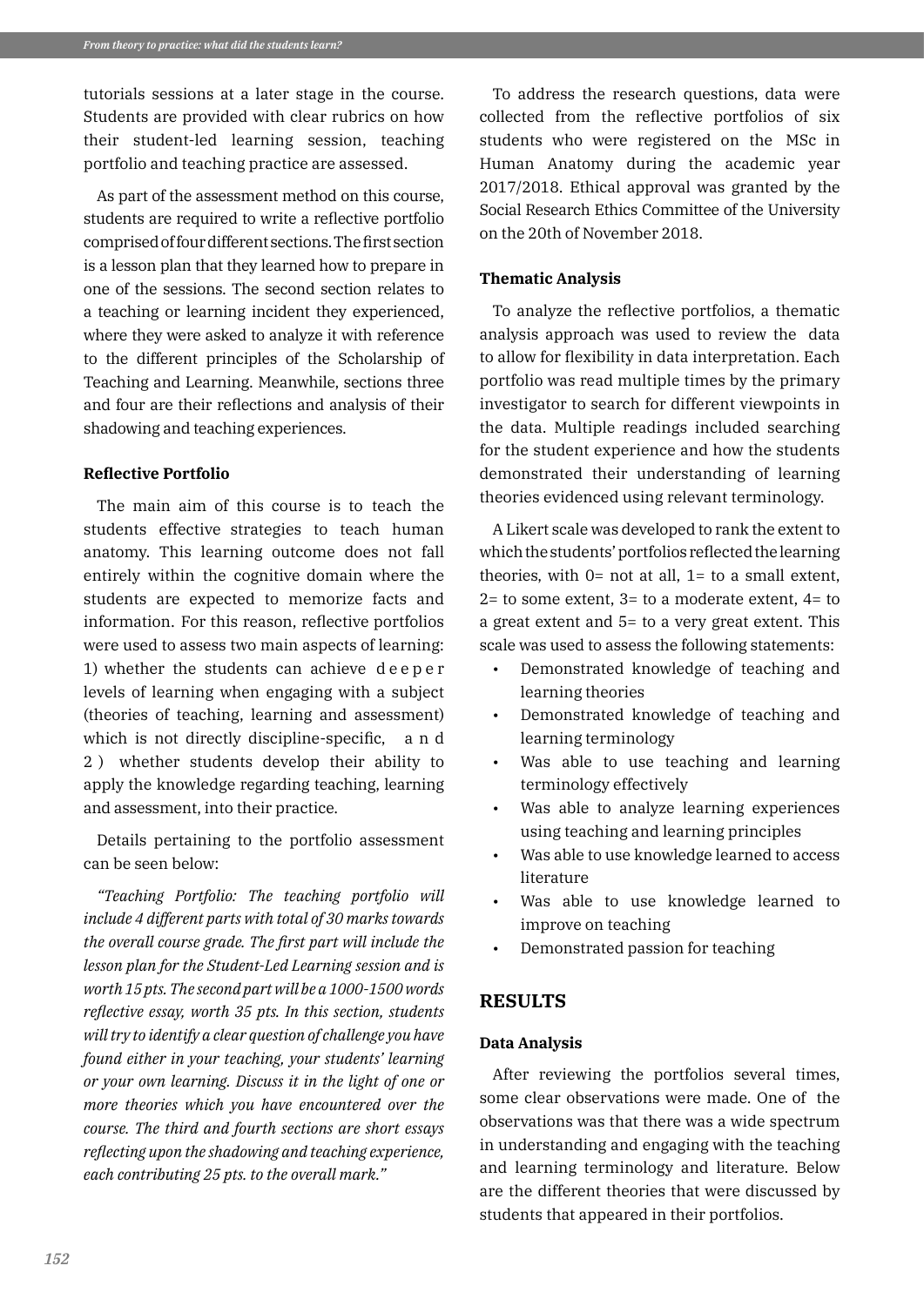tutorials sessions at a later stage in the course. Students are provided with clear rubrics on how their student-led learning session, teaching portfolio and teaching practice are assessed.

As part of the assessment method on this course, students are required to write a reflective portfolio comprised of four different sections. The first section is a lesson plan that they learned how to prepare in one of the sessions. The second section relates to a teaching or learning incident they experienced, where they were asked to analyze it with reference to the different principles of the Scholarship of Teaching and Learning. Meanwhile, sections three and four are their reflections and analysis of their shadowing and teaching experiences.

**Reflective Portfolio**

The main aim of this course is to teach the students effective strategies to teach human anatomy. This learning outcome does not fall entirely within the cognitive domain where the students are expected to memorize facts and information. For this reason, reflective portfolios were used to assess two main aspects of learning: 1) whether the students can achieve deeper levels of learning when engaging with a subject (theories of teaching, learning and assessment) which is not directly discipline-specific, and 2) whether students develop their ability to apply the knowledge regarding teaching, learning and assessment, into their practice.

Details pertaining to the portfolio assessment can be seen below:

*"Teaching Portfolio: The teaching portfolio will include 4 different parts with total of 30 marks towards the overall course grade. The first part will include the lesson plan for the Student-Led Learning session and is worth 15 pts. The second part will be a 1000-1500 words reflective essay, worth 35 pts. In this section, students will try to identify a clear question of challenge you have found either in your teaching, your students' learning or your own learning. Discuss it in the light of one or more theories which you have encountered over the course. The third and fourth sections are short essays reflecting upon the shadowing and teaching experience, each contributing 25 pts. to the overall mark."*

To address the research questions, data were collected from the reflective portfolios of six students who were registered on the MSc in Human Anatomy during the academic year 2017/2018. Ethical approval was granted by the Social Research Ethics Committee of the University on the 20th of November 2018.

**Thematic Analysis**

To analyze the reflective portfolios, a thematic analysis approach was used to review the data to allow for flexibility in data interpretation. Each portfolio was read multiple times by the primary investigator to search for different viewpoints in the data. Multiple readings included searching for the student experience and how the students demonstrated their understanding of learning theories evidenced using relevant terminology.

A Likert scale was developed to rank the extent to which the students' portfolios reflected the learning theories, with 0= not at all, 1= to a small extent, 2= to some extent, 3= to a moderate extent, 4= to a great extent and 5= to a very great extent. This scale was used to assess the following statements:

- Demonstrated knowledge of teaching and learning theories
- Demonstrated knowledge of teaching and learning terminology
- Was able to use teaching and learning terminology effectively
- Was able to analyze learning experiences using teaching and learning principles
- Was able to use knowledge learned to access literature
- Was able to use knowledge learned to improve on teaching
- Demonstrated passion for teaching

## RESULTS

**Data Analysis**

After reviewing the portfolios several times, some clear observations were made. One of the observations was that there was a wide spectrum in understanding and engaging with the teaching and learning terminology and literature. Below are the different theories that were discussed by students that appeared in their portfolios.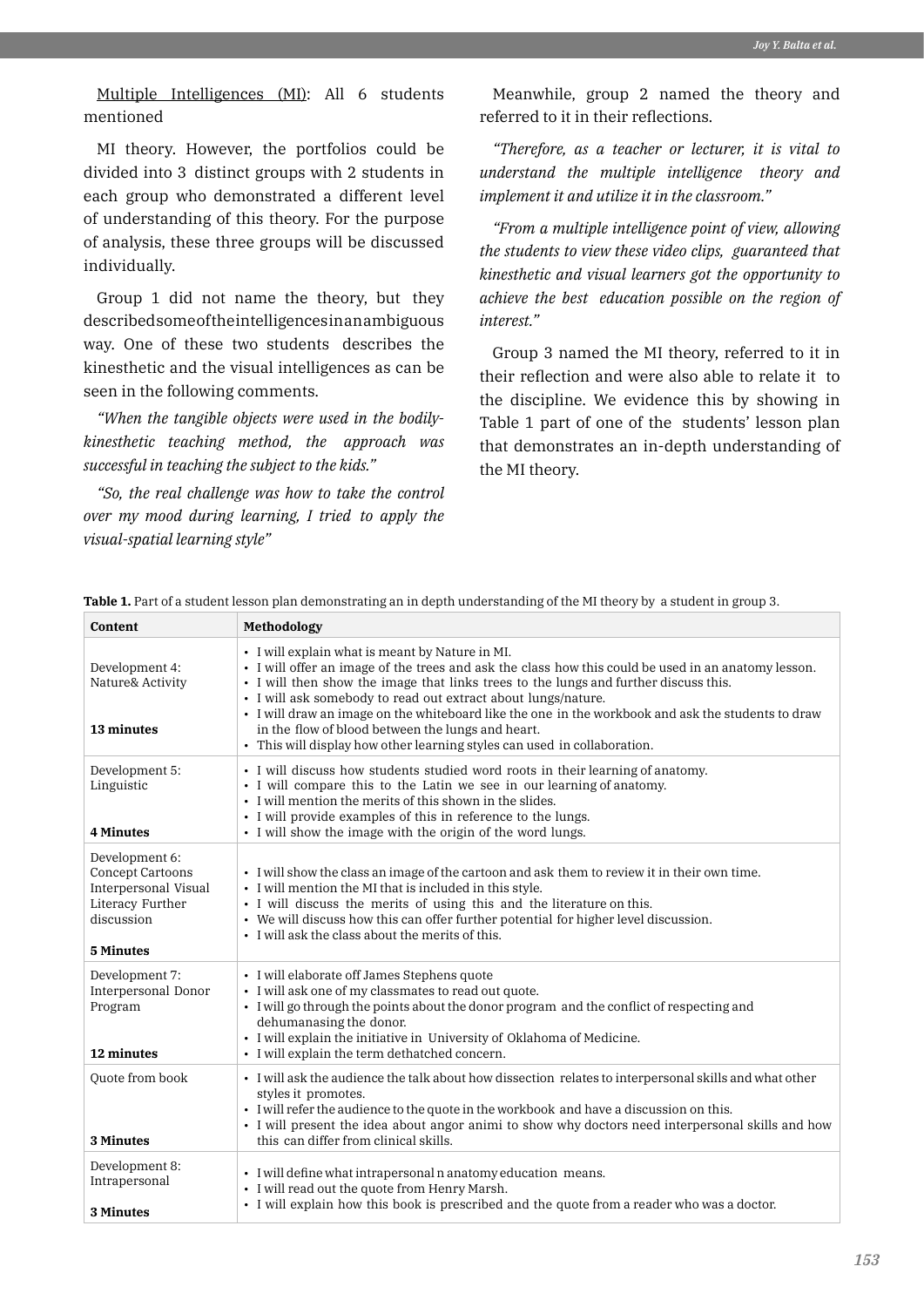Multiple Intelligences (MI): All 6 students mentioned

MI theory. However, the portfolios could be divided into 3 distinct groups with 2 students in each group who demonstrated a different level of understanding of this theory. For the purpose of analysis, these three groups will be discussed individually.

Group 1 did not name the theory, but they described some of the intelligences in an ambiguous way. One of these two students describes the kinesthetic and the visual intelligences as can be seen in the following comments.

*"When the tangible objects were used in the bodily-kinesthetic teaching method, the approach was successful in teaching the subject to the kids."*

*"So, the real challenge was how to take the control over my mood during learning, I tried to apply the visual-spatial learning style"*

Meanwhile, group 2 named the theory and referred to it in their reflections.

*"Therefore, as a teacher or lecturer, it is vital to understand the multiple intelligence theory and implement it and utilize it in the classroom."*

*"From a multiple intelligence point of view, allowing the students to view these video clips, guaranteed that kinesthetic and visual learners got the opportunity to achieve the best education possible on the region of interest."*

Group 3 named the MI theory, referred to it in their reflection and were also able to relate it to the discipline. We evidence this by showing in Table 1 part of one of the students' lesson plan that demonstrates an in-depth understanding of the MI theory.

**Table 1.** Part of a student lesson plan demonstrating an in depth understanding of the MI theory by a student in group 3.

| Content | Methodology |
|---|---|
| Development 4: Nature& Activity<br><br>**13 minutes** | • I will explain what is meant by Nature in MI.<br>• I will offer an image of the trees and ask the class how this could be used in an anatomy lesson.<br>• I will then show the image that links trees to the lungs and further discuss this.<br>• I will ask somebody to read out extract about lungs/nature.<br>• I will draw an image on the whiteboard like the one in the workbook and ask the students to draw in the flow of blood between the lungs and heart.<br>• This will display how other learning styles can used in collaboration. |
| Development 5: Linguistic<br><br>**4 Minutes** | • I will discuss how students studied word roots in their learning of anatomy.<br>• I will compare this to the Latin we see in our learning of anatomy.<br>• I will mention the merits of this shown in the slides.<br>• I will provide examples of this in reference to the lungs.<br>• I will show the image with the origin of the word lungs. |
| Development 6: Concept Cartoons Interpersonal Visual Literacy Further discussion<br><br>**5 Minutes** | • I will show the class an image of the cartoon and ask them to review it in their own time.<br>• I will mention the MI that is included in this style.<br>• I will discuss the merits of using this and the literature on this.<br>• We will discuss how this can offer further potential for higher level discussion.<br>• I will ask the class about the merits of this. |
| Development 7: Interpersonal Donor Program<br><br>**12 minutes** | • I will elaborate off James Stephens quote<br>• I will ask one of my classmates to read out quote.<br>• I will go through the points about the donor program and the conflict of respecting and dehumanasing the donor.<br>• I will explain the initiative in University of Oklahoma of Medicine.<br>• I will explain the term dethatched concern. |
| Quote from book<br><br>**3 Minutes** | • I will ask the audience the talk about how dissection relates to interpersonal skills and what other styles it promotes.<br>• I will refer the audience to the quote in the workbook and have a discussion on this.<br>• I will present the idea about angor animi to show why doctors need interpersonal skills and how this can differ from clinical skills. |
| Development 8: Intrapersonal<br><br>**3 Minutes** | • I will define what intrapersonal n anatomy education means.<br>• I will read out the quote from Henry Marsh.<br>• I will explain how this book is prescribed and the quote from a reader who was a doctor. |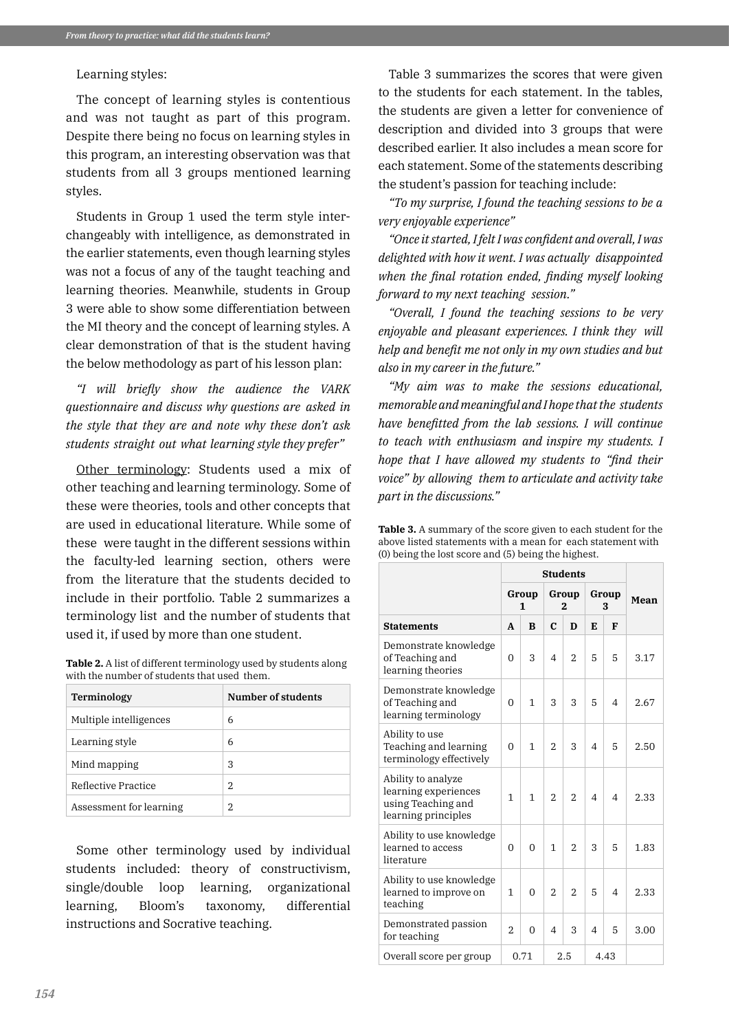Learning styles:

The concept of learning styles is contentious and was not taught as part of this program. Despite there being no focus on learning styles in this program, an interesting observation was that students from all 3 groups mentioned learning styles.

Students in Group 1 used the term style interchangeably with intelligence, as demonstrated in the earlier statements, even though learning styles was not a focus of any of the taught teaching and learning theories. Meanwhile, students in Group 3 were able to show some differentiation between the MI theory and the concept of learning styles. A clear demonstration of that is the student having the below methodology as part of his lesson plan:

*"I will briefly show the audience the VARK questionnaire and discuss why questions are asked in the style that they are and note why these don't ask students straight out what learning style they prefer"*

Other terminology: Students used a mix of other teaching and learning terminology. Some of these were theories, tools and other concepts that are used in educational literature. While some of these were taught in the different sessions within the faculty-led learning section, others were from the literature that the students decided to include in their portfolio. Table 2 summarizes a terminology list and the number of students that used it, if used by more than one student.

**Table 2.** A list of different terminology used by students along with the number of students that used them.

| Terminology | Number of students |
|---|---|
| Multiple intelligences | 6 |
| Learning style | 6 |
| Mind mapping | 3 |
| Reflective Practice | 2 |
| Assessment for learning | 2 |

Some other terminology used by individual students included: theory of constructivism, single/double loop learning, organizational learning, Bloom's taxonomy, differential instructions and Socrative teaching.

Table 3 summarizes the scores that were given to the students for each statement. In the tables, the students are given a letter for convenience of description and divided into 3 groups that were described earlier. It also includes a mean score for each statement. Some of the statements describing the student's passion for teaching include:

*"To my surprise, I found the teaching sessions to be a very enjoyable experience"*

*"Once it started, I felt I was confident and overall, I was delighted with how it went. I was actually disappointed when the final rotation ended, finding myself looking forward to my next teaching session."*

*"Overall, I found the teaching sessions to be very enjoyable and pleasant experiences. I think they will help and benefit me not only in my own studies and but also in my career in the future."*

*"My aim was to make the sessions educational, memorable and meaningful and I hope that the students have benefitted from the lab sessions. I will continue to teach with enthusiasm and inspire my students. I hope that I have allowed my students to "find their voice" by allowing them to articulate and activity take part in the discussions."*

**Table 3.** A summary of the score given to each student for the above listed statements with a mean for each statement with (0) being the lost score and (5) being the highest.

| | Students | | | | | | Mean |
|---|---|---|---|---|---|---|---|
| | Group 1 | | Group 2 | | Group 3 | | |
| **Statements** | **A** | **B** | **C** | **D** | **E** | **F** | |
| Demonstrate knowledge of Teaching and learning theories | 0 | 3 | 4 | 2 | 5 | 5 | 3.17 |
| Demonstrate knowledge of Teaching and learning terminology | 0 | 1 | 3 | 3 | 5 | 4 | 2.67 |
| Ability to use Teaching and learning terminology effectively | 0 | 1 | 2 | 3 | 4 | 5 | 2.50 |
| Ability to analyze learning experiences using Teaching and learning principles | 1 | 1 | 2 | 2 | 4 | 4 | 2.33 |
| Ability to use knowledge learned to access literature | 0 | 0 | 1 | 2 | 3 | 5 | 1.83 |
| Ability to use knowledge learned to improve on teaching | 1 | 0 | 2 | 2 | 5 | 4 | 2.33 |
| Demonstrated passion for teaching | 2 | 0 | 4 | 3 | 4 | 5 | 3.00 |
| Overall score per group | 0.71 | | 2.5 | | 4.43 | | |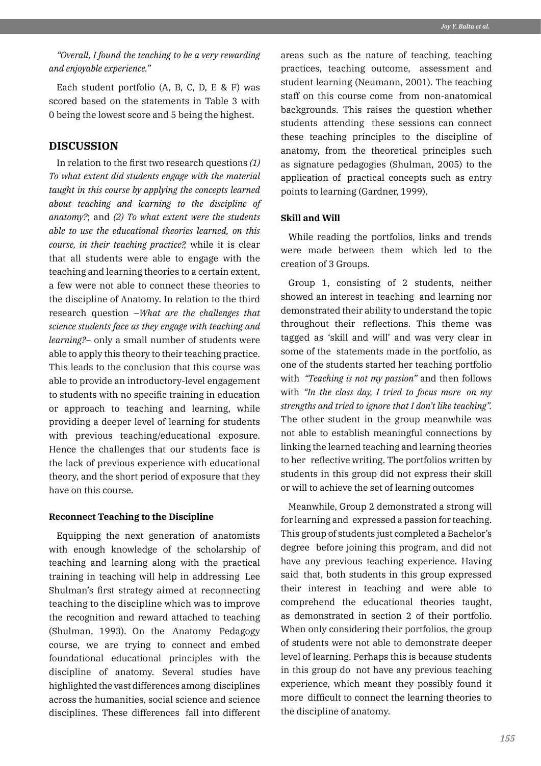*"Overall, I found the teaching to be a very rewarding and enjoyable experience."*

Each student portfolio (A, B, C, D, E & F) was scored based on the statements in Table 3 with 0 being the lowest score and 5 being the highest.

## DISCUSSION

In relation to the first two research questions *(1) To what extent did students engage with the material taught in this course by applying the concepts learned about teaching and learning to the discipline of anatomy?*; and *(2) To what extent were the students able to use the educational theories learned, on this course, in their teaching practice?,* while it is clear that all students were able to engage with the teaching and learning theories to a certain extent, a few were not able to connect these theories to the discipline of Anatomy. In relation to the third research question –*What are the challenges that science students face as they engage with teaching and learning?*– only a small number of students were able to apply this theory to their teaching practice. This leads to the conclusion that this course was able to provide an introductory-level engagement to students with no specific training in education or approach to teaching and learning, while providing a deeper level of learning for students with previous teaching/educational exposure. Hence the challenges that our students face is the lack of previous experience with educational theory, and the short period of exposure that they have on this course.

### Reconnect Teaching to the Discipline

Equipping the next generation of anatomists with enough knowledge of the scholarship of teaching and learning along with the practical training in teaching will help in addressing Lee Shulman's first strategy aimed at reconnecting teaching to the discipline which was to improve the recognition and reward attached to teaching (Shulman, 1993). On the Anatomy Pedagogy course, we are trying to connect and embed foundational educational principles with the discipline of anatomy. Several studies have highlighted the vast differences among disciplines across the humanities, social science and science disciplines. These differences fall into different areas such as the nature of teaching, teaching practices, teaching outcome, assessment and student learning (Neumann, 2001). The teaching staff on this course come from non-anatomical backgrounds. This raises the question whether students attending these sessions can connect these teaching principles to the discipline of anatomy, from the theoretical principles such as signature pedagogies (Shulman, 2005) to the application of practical concepts such as entry points to learning (Gardner, 1999).

### Skill and Will

While reading the portfolios, links and trends were made between them which led to the creation of 3 Groups.

Group 1, consisting of 2 students, neither showed an interest in teaching and learning nor demonstrated their ability to understand the topic throughout their reflections. This theme was tagged as 'skill and will' and was very clear in some of the statements made in the portfolio, as one of the students started her teaching portfolio with *"Teaching is not my passion"* and then follows with *"In the class day, I tried to focus more on my strengths and tried to ignore that I don't like teaching".* The other student in the group meanwhile was not able to establish meaningful connections by linking the learned teaching and learning theories to her reflective writing. The portfolios written by students in this group did not express their skill or will to achieve the set of learning outcomes

Meanwhile, Group 2 demonstrated a strong will for learning and expressed a passion for teaching. This group of students just completed a Bachelor's degree before joining this program, and did not have any previous teaching experience. Having said that, both students in this group expressed their interest in teaching and were able to comprehend the educational theories taught, as demonstrated in section 2 of their portfolio. When only considering their portfolios, the group of students were not able to demonstrate deeper level of learning. Perhaps this is because students in this group do not have any previous teaching experience, which meant they possibly found it more difficult to connect the learning theories to the discipline of anatomy.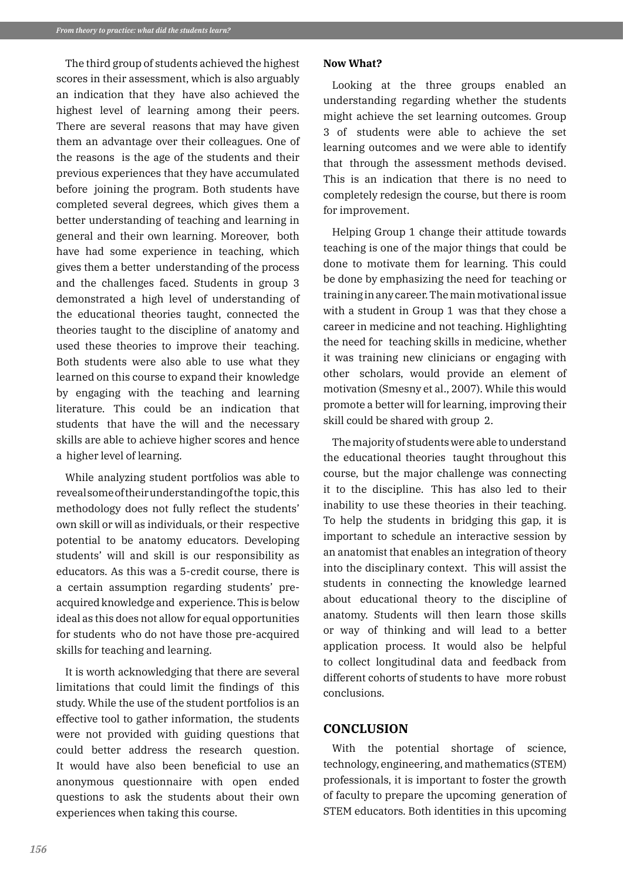The third group of students achieved the highest scores in their assessment, which is also arguably an indication that they have also achieved the highest level of learning among their peers. There are several reasons that may have given them an advantage over their colleagues. One of the reasons is the age of the students and their previous experiences that they have accumulated before joining the program. Both students have completed several degrees, which gives them a better understanding of teaching and learning in general and their own learning. Moreover, both have had some experience in teaching, which gives them a better understanding of the process and the challenges faced. Students in group 3 demonstrated a high level of understanding of the educational theories taught, connected the theories taught to the discipline of anatomy and used these theories to improve their teaching. Both students were also able to use what they learned on this course to expand their knowledge by engaging with the teaching and learning literature. This could be an indication that students that have the will and the necessary skills are able to achieve higher scores and hence a higher level of learning.

While analyzing student portfolios was able to reveal some of their understanding of the topic, this methodology does not fully reflect the students' own skill or will as individuals, or their respective potential to be anatomy educators. Developing students' will and skill is our responsibility as educators. As this was a 5-credit course, there is a certain assumption regarding students' pre-acquired knowledge and experience. This is below ideal as this does not allow for equal opportunities for students who do not have those pre-acquired skills for teaching and learning.

It is worth acknowledging that there are several limitations that could limit the findings of this study. While the use of the student portfolios is an effective tool to gather information, the students were not provided with guiding questions that could better address the research question. It would have also been beneficial to use an anonymous questionnaire with open ended questions to ask the students about their own experiences when taking this course.

**Now What?**

Looking at the three groups enabled an understanding regarding whether the students might achieve the set learning outcomes. Group 3 of students were able to achieve the set learning outcomes and we were able to identify that through the assessment methods devised. This is an indication that there is no need to completely redesign the course, but there is room for improvement.

Helping Group 1 change their attitude towards teaching is one of the major things that could be done to motivate them for learning. This could be done by emphasizing the need for teaching or training in any career. The main motivational issue with a student in Group 1 was that they chose a career in medicine and not teaching. Highlighting the need for teaching skills in medicine, whether it was training new clinicians or engaging with other scholars, would provide an element of motivation (Smesny et al., 2007). While this would promote a better will for learning, improving their skill could be shared with group 2.

The majority of students were able to understand the educational theories taught throughout this course, but the major challenge was connecting it to the discipline. This has also led to their inability to use these theories in their teaching. To help the students in bridging this gap, it is important to schedule an interactive session by an anatomist that enables an integration of theory into the disciplinary context. This will assist the students in connecting the knowledge learned about educational theory to the discipline of anatomy. Students will then learn those skills or way of thinking and will lead to a better application process. It would also be helpful to collect longitudinal data and feedback from different cohorts of students to have more robust conclusions.

## CONCLUSION

With the potential shortage of science, technology, engineering, and mathematics (STEM) professionals, it is important to foster the growth of faculty to prepare the upcoming generation of STEM educators. Both identities in this upcoming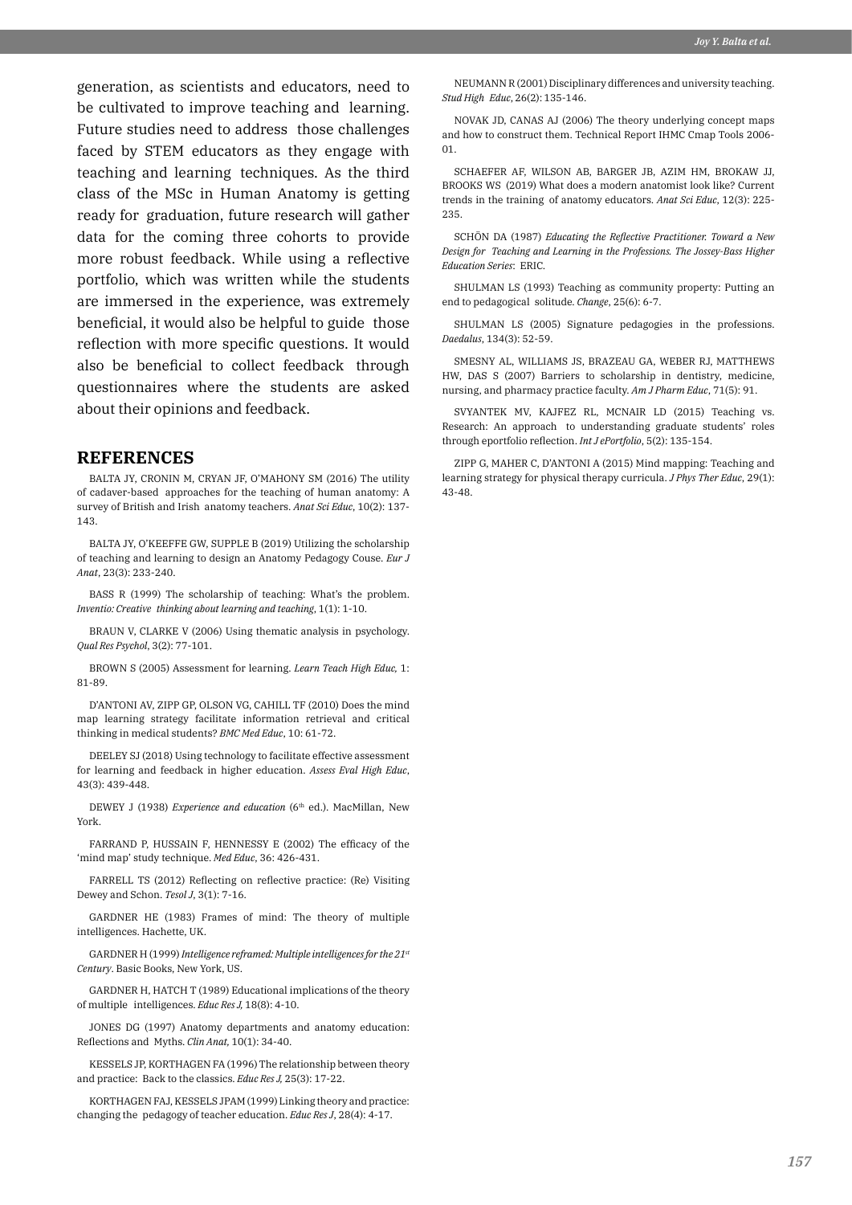generation, as scientists and educators, need to be cultivated to improve teaching and learning. Future studies need to address those challenges faced by STEM educators as they engage with teaching and learning techniques. As the third class of the MSc in Human Anatomy is getting ready for graduation, future research will gather data for the coming three cohorts to provide more robust feedback. While using a reflective portfolio, which was written while the students are immersed in the experience, was extremely beneficial, it would also be helpful to guide those reflection with more specific questions. It would also be beneficial to collect feedback through questionnaires where the students are asked about their opinions and feedback.

## REFERENCES

BALTA JY, CRONIN M, CRYAN JF, O'MAHONY SM (2016) The utility of cadaver-based approaches for the teaching of human anatomy: A survey of British and Irish anatomy teachers. *Anat Sci Educ*, 10(2): 137-143.

BALTA JY, O'KEEFFE GW, SUPPLE B (2019) Utilizing the scholarship of teaching and learning to design an Anatomy Pedagogy Couse. *Eur J Anat*, 23(3): 233-240.

BASS R (1999) The scholarship of teaching: What's the problem. *Inventio: Creative thinking about learning and teaching*, 1(1): 1-10.

BRAUN V, CLARKE V (2006) Using thematic analysis in psychology. *Qual Res Psychol*, 3(2): 77-101.

BROWN S (2005) Assessment for learning. *Learn Teach High Educ,* 1: 81-89.

D'ANTONI AV, ZIPP GP, OLSON VG, CAHILL TF (2010) Does the mind map learning strategy facilitate information retrieval and critical thinking in medical students? *BMC Med Educ*, 10: 61-72.

DEELEY SJ (2018) Using technology to facilitate effective assessment for learning and feedback in higher education. *Assess Eval High Educ*, 43(3): 439-448.

DEWEY J (1938) *Experience and education* (6th ed.). MacMillan, New York.

FARRAND P, HUSSAIN F, HENNESSY E (2002) The efficacy of the 'mind map' study technique. *Med Educ*, 36: 426-431.

FARRELL TS (2012) Reflecting on reflective practice: (Re) Visiting Dewey and Schon. *Tesol J,* 3(1): 7-16.

GARDNER HE (1983) Frames of mind: The theory of multiple intelligences. Hachette, UK.

GARDNER H (1999) *Intelligence reframed: Multiple intelligences for the 21st Century*. Basic Books, New York, US.

GARDNER H, HATCH T (1989) Educational implications of the theory of multiple intelligences. *Educ Res J,* 18(8): 4-10.

JONES DG (1997) Anatomy departments and anatomy education: Reflections and Myths. *Clin Anat,* 10(1): 34-40.

KESSELS JP, KORTHAGEN FA (1996) The relationship between theory and practice: Back to the classics. *Educ Res J,* 25(3): 17-22.

KORTHAGEN FAJ, KESSELS JPAM (1999) Linking theory and practice: changing the pedagogy of teacher education. *Educ Res J*, 28(4): 4-17.

NEUMANN R (2001) Disciplinary differences and university teaching. *Stud High Educ*, 26(2): 135-146.

NOVAK JD, CANAS AJ (2006) The theory underlying concept maps and how to construct them. Technical Report IHMC Cmap Tools 2006-01.

SCHAEFER AF, WILSON AB, BARGER JB, AZIM HM, BROKAW JJ, BROOKS WS (2019) What does a modern anatomist look like? Current trends in the training of anatomy educators. *Anat Sci Educ*, 12(3): 225-235.

SCHÖN DA (1987) *Educating the Reflective Practitioner. Toward a New Design for Teaching and Learning in the Professions. The Jossey-Bass Higher Education Series*: ERIC.

SHULMAN LS (1993) Teaching as community property: Putting an end to pedagogical solitude. *Change*, 25(6): 6-7.

SHULMAN LS (2005) Signature pedagogies in the professions. *Daedalus*, 134(3): 52-59.

SMESNY AL, WILLIAMS JS, BRAZEAU GA, WEBER RJ, MATTHEWS HW, DAS S (2007) Barriers to scholarship in dentistry, medicine, nursing, and pharmacy practice faculty. *Am J Pharm Educ*, 71(5): 91.

SVYANTEK MV, KAJFEZ RL, MCNAIR LD (2015) Teaching vs. Research: An approach to understanding graduate students' roles through eportfolio reflection. *Int J ePortfolio*, 5(2): 135-154.

ZIPP G, MAHER C, D'ANTONI A (2015) Mind mapping: Teaching and learning strategy for physical therapy curricula. *J Phys Ther Educ*, 29(1): 43-48.